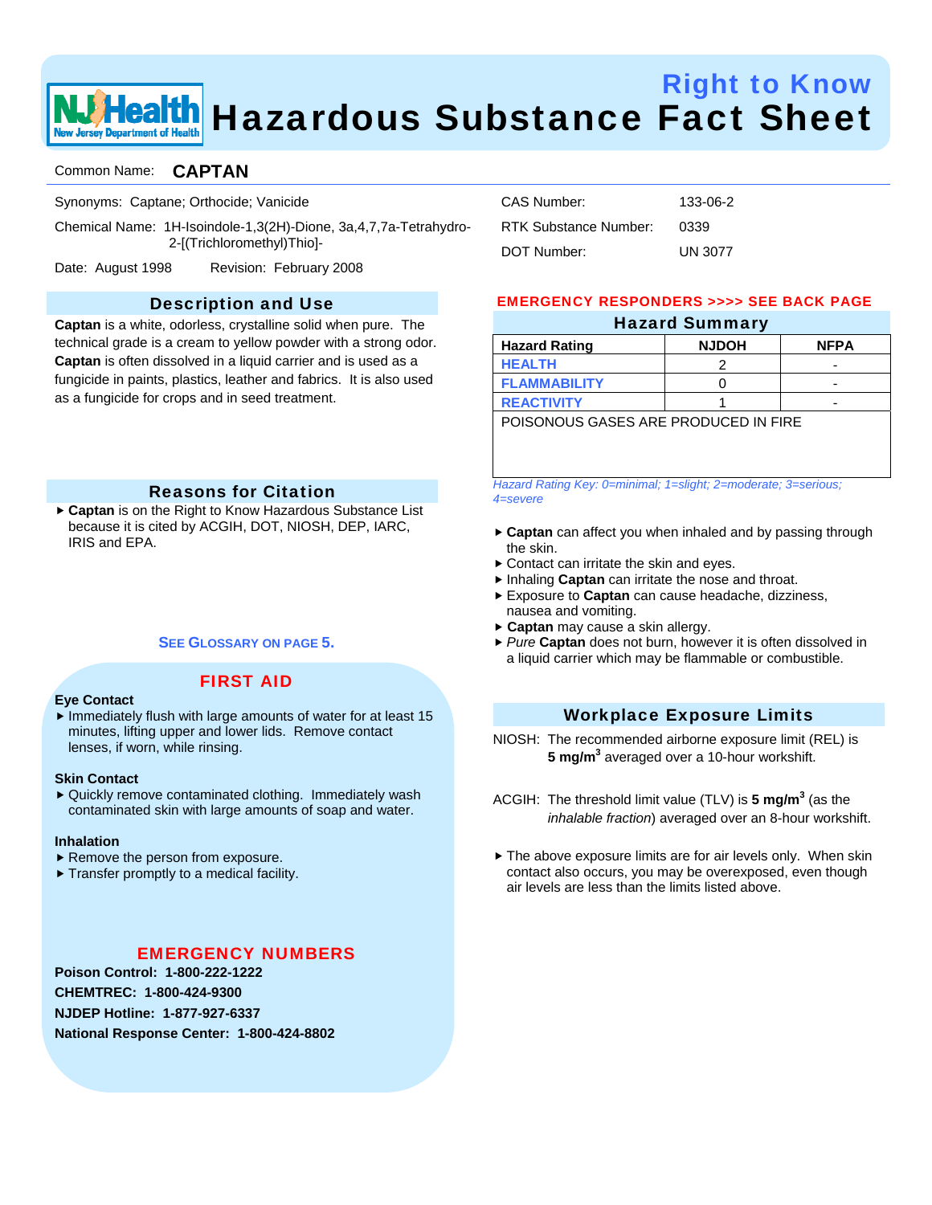# Right to Know
# Hazardous Substance Fact Sheet

Common Name: **CAPTAN**

Synonyms: Captane; Orthocide; Vanicide

Chemical Name: 1H-Isoindole-1,3(2H)-Dione, 3a,4,7,7a-Tetrahydro-2-[(Trichloromethyl)Thio]-

Date: August 1998 Revision: February 2008

CAS Number: 133-06-2

RTK Substance Number: 0339

DOT Number: UN 3077

## Description and Use

**Captan** is a white, odorless, crystalline solid when pure. The technical grade is a cream to yellow powder with a strong odor. **Captan** is often dissolved in a liquid carrier and is used as a fungicide in paints, plastics, leather and fabrics. It is also used as a fungicide for crops and in seed treatment.

## Reasons for Citation

- **Captan** is on the Right to Know Hazardous Substance List because it is cited by ACGIH, DOT, NIOSH, DEP, IARC, IRIS and EPA.

SEE GLOSSARY ON PAGE 5.

## FIRST AID

**Eye Contact**
- Immediately flush with large amounts of water for at least 15 minutes, lifting upper and lower lids. Remove contact lenses, if worn, while rinsing.

**Skin Contact**
- Quickly remove contaminated clothing. Immediately wash contaminated skin with large amounts of soap and water.

**Inhalation**
- Remove the person from exposure.
- Transfer promptly to a medical facility.

## EMERGENCY NUMBERS

**Poison Control: 1-800-222-1222**
**CHEMTREC: 1-800-424-9300**
**NJDEP Hotline: 1-877-927-6337**
**National Response Center: 1-800-424-8802**

EMERGENCY RESPONDERS >>>> SEE BACK PAGE

## Hazard Summary

| Hazard Rating | NJDOH | NFPA |
|---|---|---|
| HEALTH | 2 | - |
| FLAMMABILITY | 0 | - |
| REACTIVITY | 1 | - |

POISONOUS GASES ARE PRODUCED IN FIRE

*Hazard Rating Key: 0=minimal; 1=slight; 2=moderate; 3=serious; 4=severe*

- **Captan** can affect you when inhaled and by passing through the skin.
- Contact can irritate the skin and eyes.
- Inhaling **Captan** can irritate the nose and throat.
- Exposure to **Captan** can cause headache, dizziness, nausea and vomiting.
- **Captan** may cause a skin allergy.
- *Pure* **Captan** does not burn, however it is often dissolved in a liquid carrier which may be flammable or combustible.

## Workplace Exposure Limits

NIOSH: The recommended airborne exposure limit (REL) is **5 mg/m$^3$** averaged over a 10-hour workshift.

ACGIH: The threshold limit value (TLV) is **5 mg/m$^3$** (as the *inhalable fraction*) averaged over an 8-hour workshift.

- The above exposure limits are for air levels only. When skin contact also occurs, you may be overexposed, even though air levels are less than the limits listed above.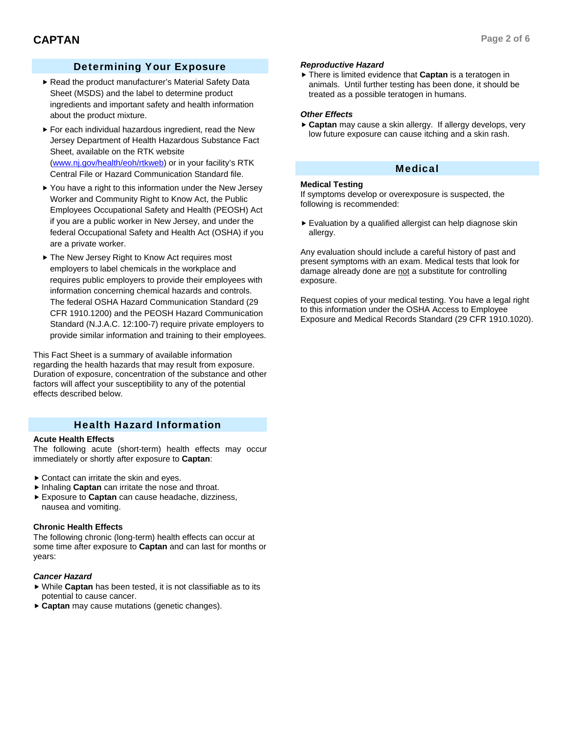## Determining Your Exposure

- Read the product manufacturer's Material Safety Data Sheet (MSDS) and the label to determine product ingredients and important safety and health information about the product mixture.
- For each individual hazardous ingredient, read the New Jersey Department of Health Hazardous Substance Fact Sheet, available on the RTK website ([www.nj.gov/health/eoh/rtkweb](http://www.nj.gov/health/eoh/rtkweb)) or in your facility's RTK Central File or Hazard Communication Standard file.
- You have a right to this information under the New Jersey Worker and Community Right to Know Act, the Public Employees Occupational Safety and Health (PEOSH) Act if you are a public worker in New Jersey, and under the federal Occupational Safety and Health Act (OSHA) if you are a private worker.
- The New Jersey Right to Know Act requires most employers to label chemicals in the workplace and requires public employers to provide their employees with information concerning chemical hazards and controls. The federal OSHA Hazard Communication Standard (29 CFR 1910.1200) and the PEOSH Hazard Communication Standard (N.J.A.C. 12:100-7) require private employers to provide similar information and training to their employees.

This Fact Sheet is a summary of available information regarding the health hazards that may result from exposure. Duration of exposure, concentration of the substance and other factors will affect your susceptibility to any of the potential effects described below.

## Health Hazard Information

**Acute Health Effects**
The following acute (short-term) health effects may occur immediately or shortly after exposure to **Captan**:

- Contact can irritate the skin and eyes.
- Inhaling **Captan** can irritate the nose and throat.
- Exposure to **Captan** can cause headache, dizziness, nausea and vomiting.

**Chronic Health Effects**
The following chronic (long-term) health effects can occur at some time after exposure to **Captan** and can last for months or years:

***Cancer Hazard***
- While **Captan** has been tested, it is not classifiable as to its potential to cause cancer.
- **Captan** may cause mutations (genetic changes).

***Reproductive Hazard***
- There is limited evidence that **Captan** is a teratogen in animals. Until further testing has been done, it should be treated as a possible teratogen in humans.

***Other Effects***
- **Captan** may cause a skin allergy. If allergy develops, very low future exposure can cause itching and a skin rash.

## Medical

**Medical Testing**
If symptoms develop or overexposure is suspected, the following is recommended:

- Evaluation by a qualified allergist can help diagnose skin allergy.

Any evaluation should include a careful history of past and present symptoms with an exam. Medical tests that look for damage already done are not a substitute for controlling exposure.

Request copies of your medical testing. You have a legal right to this information under the OSHA Access to Employee Exposure and Medical Records Standard (29 CFR 1910.1020).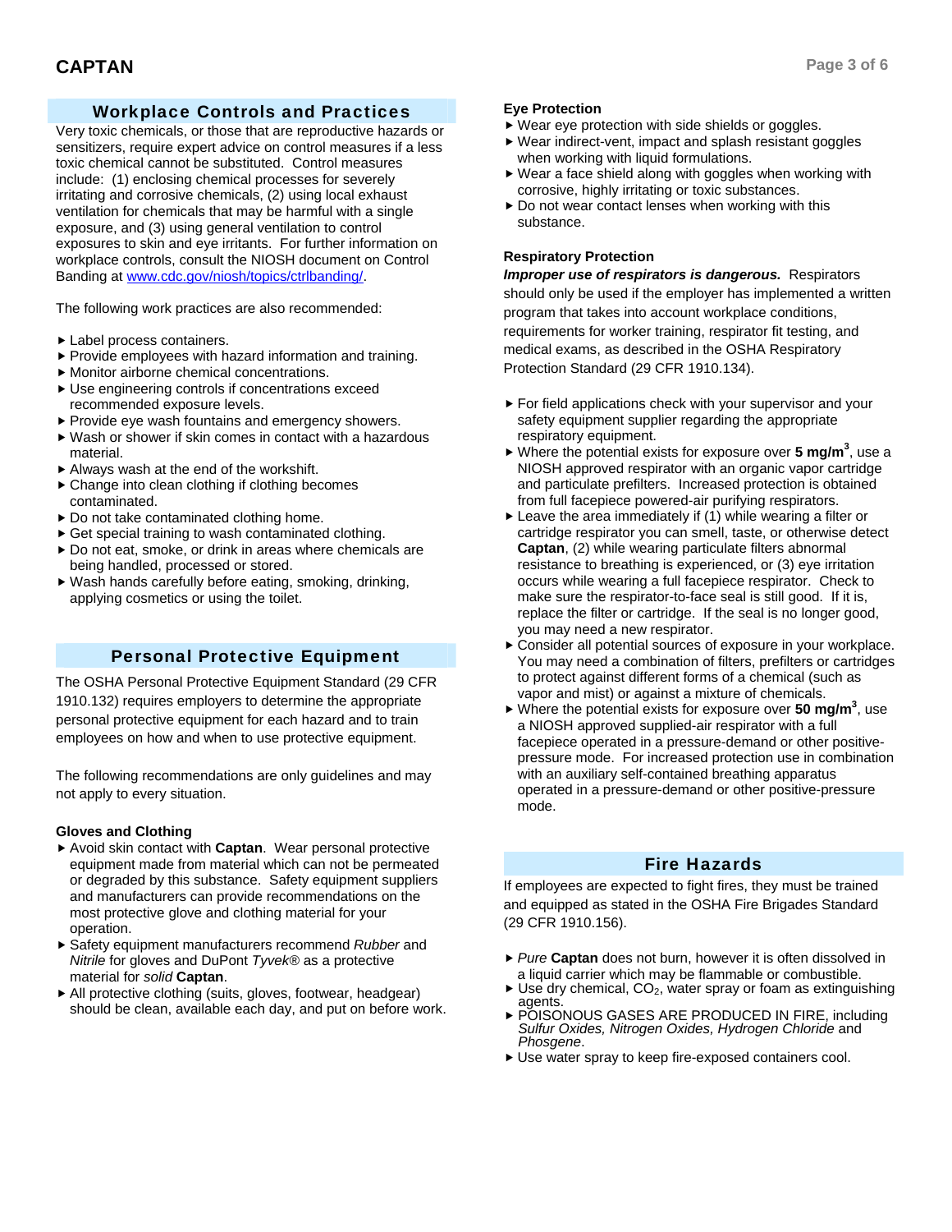## Workplace Controls and Practices

Very toxic chemicals, or those that are reproductive hazards or sensitizers, require expert advice on control measures if a less toxic chemical cannot be substituted. Control measures include: (1) enclosing chemical processes for severely irritating and corrosive chemicals, (2) using local exhaust ventilation for chemicals that may be harmful with a single exposure, and (3) using general ventilation to control exposures to skin and eye irritants. For further information on workplace controls, consult the NIOSH document on Control Banding at www.cdc.gov/niosh/topics/ctrlbanding/.

The following work practices are also recommended:

- Label process containers.
- Provide employees with hazard information and training.
- Monitor airborne chemical concentrations.
- Use engineering controls if concentrations exceed recommended exposure levels.
- Provide eye wash fountains and emergency showers.
- Wash or shower if skin comes in contact with a hazardous material.
- Always wash at the end of the workshift.
- Change into clean clothing if clothing becomes contaminated.
- Do not take contaminated clothing home.
- Get special training to wash contaminated clothing.
- Do not eat, smoke, or drink in areas where chemicals are being handled, processed or stored.
- Wash hands carefully before eating, smoking, drinking, applying cosmetics or using the toilet.

## Personal Protective Equipment

The OSHA Personal Protective Equipment Standard (29 CFR 1910.132) requires employers to determine the appropriate personal protective equipment for each hazard and to train employees on how and when to use protective equipment.

The following recommendations are only guidelines and may not apply to every situation.

### Gloves and Clothing

- Avoid skin contact with **Captan**. Wear personal protective equipment made from material which can not be permeated or degraded by this substance. Safety equipment suppliers and manufacturers can provide recommendations on the most protective glove and clothing material for your operation.
- Safety equipment manufacturers recommend *Rubber* and *Nitrile* for gloves and DuPont *Tyvek*® as a protective material for *solid* **Captan**.
- All protective clothing (suits, gloves, footwear, headgear) should be clean, available each day, and put on before work.

### Eye Protection

- Wear eye protection with side shields or goggles.
- Wear indirect-vent, impact and splash resistant goggles when working with liquid formulations.
- Wear a face shield along with goggles when working with corrosive, highly irritating or toxic substances.
- Do not wear contact lenses when working with this substance.

### Respiratory Protection

***Improper use of respirators is dangerous.*** Respirators should only be used if the employer has implemented a written program that takes into account workplace conditions, requirements for worker training, respirator fit testing, and medical exams, as described in the OSHA Respiratory Protection Standard (29 CFR 1910.134).

- For field applications check with your supervisor and your safety equipment supplier regarding the appropriate respiratory equipment.
- Where the potential exists for exposure over **5 mg/m$^3$**, use a NIOSH approved respirator with an organic vapor cartridge and particulate prefilters. Increased protection is obtained from full facepiece powered-air purifying respirators.
- Leave the area immediately if (1) while wearing a filter or cartridge respirator you can smell, taste, or otherwise detect **Captan**, (2) while wearing particulate filters abnormal resistance to breathing is experienced, or (3) eye irritation occurs while wearing a full facepiece respirator. Check to make sure the respirator-to-face seal is still good. If it is, replace the filter or cartridge. If the seal is no longer good, you may need a new respirator.
- Consider all potential sources of exposure in your workplace. You may need a combination of filters, prefilters or cartridges to protect against different forms of a chemical (such as vapor and mist) or against a mixture of chemicals.
- Where the potential exists for exposure over **50 mg/m$^3$**, use a NIOSH approved supplied-air respirator with a full facepiece operated in a pressure-demand or other positive-pressure mode. For increased protection use in combination with an auxiliary self-contained breathing apparatus operated in a pressure-demand or other positive-pressure mode.

## Fire Hazards

If employees are expected to fight fires, they must be trained and equipped as stated in the OSHA Fire Brigades Standard (29 CFR 1910.156).

- *Pure* **Captan** does not burn, however it is often dissolved in a liquid carrier which may be flammable or combustible.
- Use dry chemical, $CO_2$, water spray or foam as extinguishing agents.
- POISONOUS GASES ARE PRODUCED IN FIRE, including *Sulfur Oxides, Nitrogen Oxides, Hydrogen Chloride* and *Phosgene*.
- Use water spray to keep fire-exposed containers cool.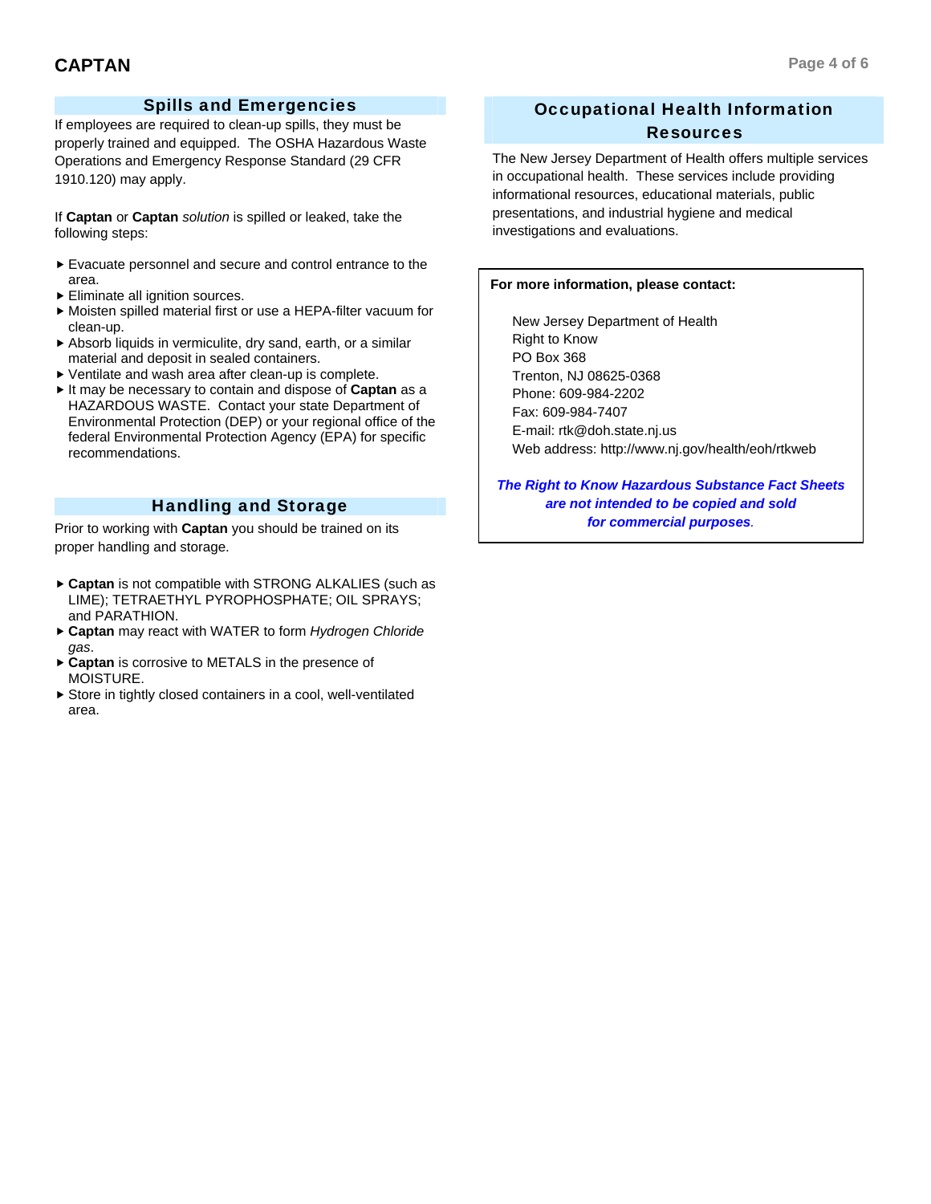## Spills and Emergencies

If employees are required to clean-up spills, they must be properly trained and equipped. The OSHA Hazardous Waste Operations and Emergency Response Standard (29 CFR 1910.120) may apply.

If **Captan** or **Captan** *solution* is spilled or leaked, take the following steps:

- Evacuate personnel and secure and control entrance to the area.
- Eliminate all ignition sources.
- Moisten spilled material first or use a HEPA-filter vacuum for clean-up.
- Absorb liquids in vermiculite, dry sand, earth, or a similar material and deposit in sealed containers.
- Ventilate and wash area after clean-up is complete.
- It may be necessary to contain and dispose of **Captan** as a HAZARDOUS WASTE. Contact your state Department of Environmental Protection (DEP) or your regional office of the federal Environmental Protection Agency (EPA) for specific recommendations.

## Handling and Storage

Prior to working with **Captan** you should be trained on its proper handling and storage.

- **Captan** is not compatible with STRONG ALKALIES (such as LIME); TETRAETHYL PYROPHOSPHATE; OIL SPRAYS; and PARATHION.
- **Captan** may react with WATER to form *Hydrogen Chloride gas*.
- **Captan** is corrosive to METALS in the presence of MOISTURE.
- Store in tightly closed containers in a cool, well-ventilated area.

## Occupational Health Information Resources

The New Jersey Department of Health offers multiple services in occupational health. These services include providing informational resources, educational materials, public presentations, and industrial hygiene and medical investigations and evaluations.

**For more information, please contact:**

New Jersey Department of Health
Right to Know
PO Box 368
Trenton, NJ 08625-0368
Phone: 609-984-2202
Fax: 609-984-7407
E-mail: rtk@doh.state.nj.us
Web address: http://www.nj.gov/health/eoh/rtkweb

***The Right to Know Hazardous Substance Fact Sheets are not intended to be copied and sold for commercial purposes.***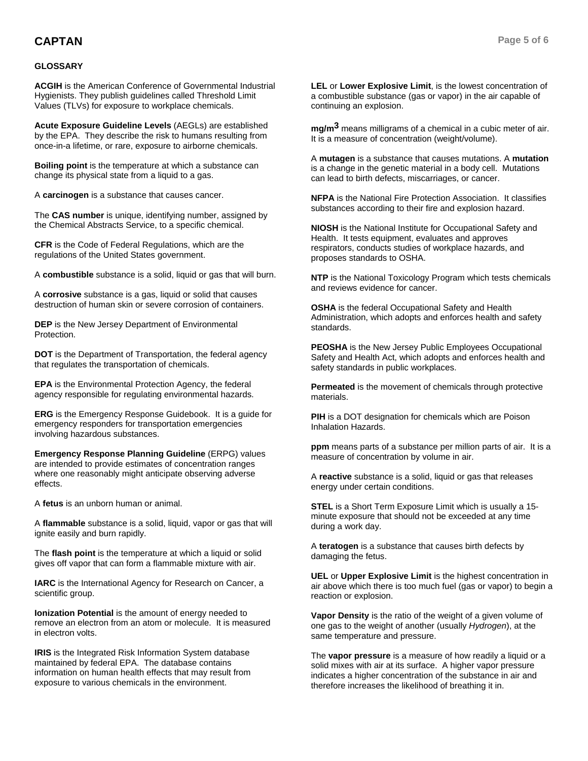## GLOSSARY

**ACGIH** is the American Conference of Governmental Industrial Hygienists. They publish guidelines called Threshold Limit Values (TLVs) for exposure to workplace chemicals.

**Acute Exposure Guideline Levels** (AEGLs) are established by the EPA. They describe the risk to humans resulting from once-in-a lifetime, or rare, exposure to airborne chemicals.

**Boiling point** is the temperature at which a substance can change its physical state from a liquid to a gas.

A **carcinogen** is a substance that causes cancer.

The **CAS number** is unique, identifying number, assigned by the Chemical Abstracts Service, to a specific chemical.

**CFR** is the Code of Federal Regulations, which are the regulations of the United States government.

A **combustible** substance is a solid, liquid or gas that will burn.

A **corrosive** substance is a gas, liquid or solid that causes destruction of human skin or severe corrosion of containers.

**DEP** is the New Jersey Department of Environmental Protection.

**DOT** is the Department of Transportation, the federal agency that regulates the transportation of chemicals.

**EPA** is the Environmental Protection Agency, the federal agency responsible for regulating environmental hazards.

**ERG** is the Emergency Response Guidebook. It is a guide for emergency responders for transportation emergencies involving hazardous substances.

**Emergency Response Planning Guideline** (ERPG) values are intended to provide estimates of concentration ranges where one reasonably might anticipate observing adverse effects.

A **fetus** is an unborn human or animal.

A **flammable** substance is a solid, liquid, vapor or gas that will ignite easily and burn rapidly.

The **flash point** is the temperature at which a liquid or solid gives off vapor that can form a flammable mixture with air.

**IARC** is the International Agency for Research on Cancer, a scientific group.

**Ionization Potential** is the amount of energy needed to remove an electron from an atom or molecule. It is measured in electron volts.

**IRIS** is the Integrated Risk Information System database maintained by federal EPA. The database contains information on human health effects that may result from exposure to various chemicals in the environment.

**LEL** or **Lower Explosive Limit**, is the lowest concentration of a combustible substance (gas or vapor) in the air capable of continuing an explosion.

**mg/m$^3$** means milligrams of a chemical in a cubic meter of air. It is a measure of concentration (weight/volume).

A **mutagen** is a substance that causes mutations. A **mutation** is a change in the genetic material in a body cell. Mutations can lead to birth defects, miscarriages, or cancer.

**NFPA** is the National Fire Protection Association. It classifies substances according to their fire and explosion hazard.

**NIOSH** is the National Institute for Occupational Safety and Health. It tests equipment, evaluates and approves respirators, conducts studies of workplace hazards, and proposes standards to OSHA.

**NTP** is the National Toxicology Program which tests chemicals and reviews evidence for cancer.

**OSHA** is the federal Occupational Safety and Health Administration, which adopts and enforces health and safety standards.

**PEOSHA** is the New Jersey Public Employees Occupational Safety and Health Act, which adopts and enforces health and safety standards in public workplaces.

**Permeated** is the movement of chemicals through protective materials.

**PIH** is a DOT designation for chemicals which are Poison Inhalation Hazards.

**ppm** means parts of a substance per million parts of air. It is a measure of concentration by volume in air.

A **reactive** substance is a solid, liquid or gas that releases energy under certain conditions.

**STEL** is a Short Term Exposure Limit which is usually a 15-minute exposure that should not be exceeded at any time during a work day.

A **teratogen** is a substance that causes birth defects by damaging the fetus.

**UEL** or **Upper Explosive Limit** is the highest concentration in air above which there is too much fuel (gas or vapor) to begin a reaction or explosion.

**Vapor Density** is the ratio of the weight of a given volume of one gas to the weight of another (usually *Hydrogen*), at the same temperature and pressure.

The **vapor pressure** is a measure of how readily a liquid or a solid mixes with air at its surface. A higher vapor pressure indicates a higher concentration of the substance in air and therefore increases the likelihood of breathing it in.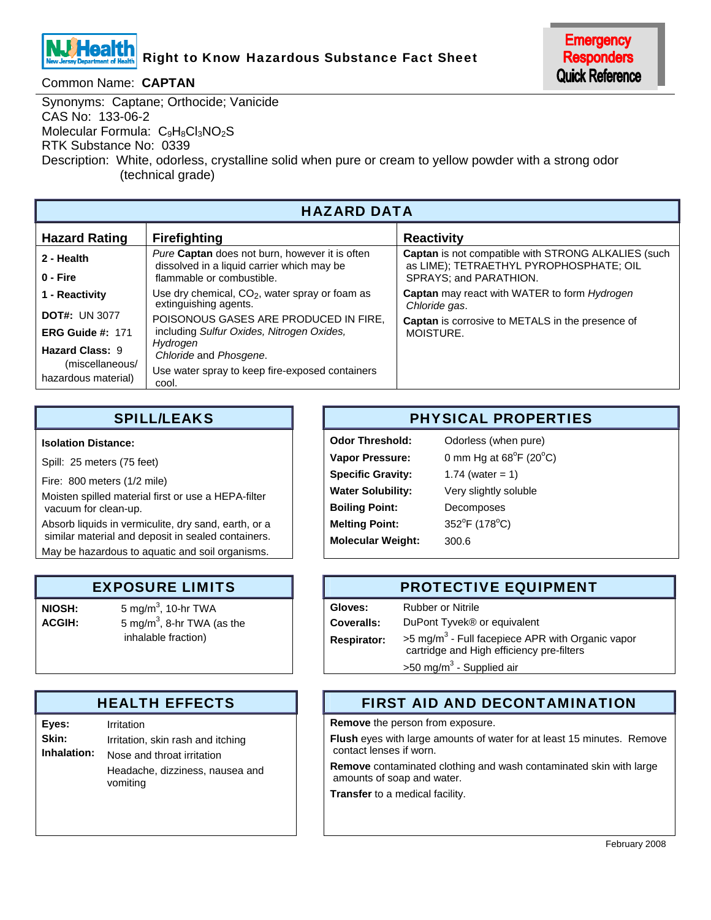NJ Health New Jersey Department of Health **Right to Know Hazardous Substance Fact Sheet**

**Emergency Responders Quick Reference**

Common Name: **CAPTAN**

Synonyms: Captane; Orthocide; Vanicide
CAS No: 133-06-2
Molecular Formula: $C_9H_8Cl_3NO_2S$
RTK Substance No: 0339
Description: White, odorless, crystalline solid when pure or cream to yellow powder with a strong odor (technical grade)

## HAZARD DATA

| Hazard Rating | Firefighting | Reactivity |
|---|---|---|
| **2 - Health**<br>**0 - Fire**<br>**1 - Reactivity**<br>**DOT#:** UN 3077<br>**ERG Guide #:** 171<br>**Hazard Class:** 9 (miscellaneous/ hazardous material) | *Pure* **Captan** does not burn, however it is often dissolved in a liquid carrier which may be flammable or combustible.<br>Use dry chemical, $CO_2$, water spray or foam as extinguishing agents.<br>POISONOUS GASES ARE PRODUCED IN FIRE, including *Sulfur Oxides, Nitrogen Oxides, Hydrogen Chloride* and *Phosgene*.<br>Use water spray to keep fire-exposed containers cool. | **Captan** is not compatible with STRONG ALKALIES (such as LIME); TETRAETHYL PYROPHOSPHATE; OIL SPRAYS; and PARATHION.<br>**Captan** may react with WATER to form *Hydrogen Chloride gas*.<br>**Captan** is corrosive to METALS in the presence of MOISTURE. |

## SPILL/LEAKS

**Isolation Distance:**

Spill: 25 meters (75 feet)

Fire: 800 meters (1/2 mile)

Moisten spilled material first or use a HEPA-filter vacuum for clean-up.

Absorb liquids in vermiculite, dry sand, earth, or a similar material and deposit in sealed containers.

May be hazardous to aquatic and soil organisms.

## PHYSICAL PROPERTIES

| | |
|---|---|
| **Odor Threshold:** | Odorless (when pure) |
| **Vapor Pressure:** | 0 mm Hg at 68°F (20°C) |
| **Specific Gravity:** | 1.74 (water = 1) |
| **Water Solubility:** | Very slightly soluble |
| **Boiling Point:** | Decomposes |
| **Melting Point:** | 352°F (178°C) |
| **Molecular Weight:** | 300.6 |

## EXPOSURE LIMITS

| | |
|---|---|
| **NIOSH:** | 5 mg/m³, 10-hr TWA |
| **ACGIH:** | 5 mg/m³, 8-hr TWA (as the inhalable fraction) |

## PROTECTIVE EQUIPMENT

| | |
|---|---|
| **Gloves:** | Rubber or Nitrile |
| **Coveralls:** | DuPont Tyvek® or equivalent |
| **Respirator:** | >5 mg/m³ - Full facepiece APR with Organic vapor cartridge and High efficiency pre-filters<br>>50 mg/m³ - Supplied air |

## HEALTH EFFECTS

| | |
|---|---|
| **Eyes:** | Irritation |
| **Skin:** | Irritation, skin rash and itching |
| **Inhalation:** | Nose and throat irritation<br>Headache, dizziness, nausea and vomiting |

## FIRST AID AND DECONTAMINATION

**Remove** the person from exposure.

**Flush** eyes with large amounts of water for at least 15 minutes. Remove contact lenses if worn.

**Remove** contaminated clothing and wash contaminated skin with large amounts of soap and water.

**Transfer** to a medical facility.

February 2008